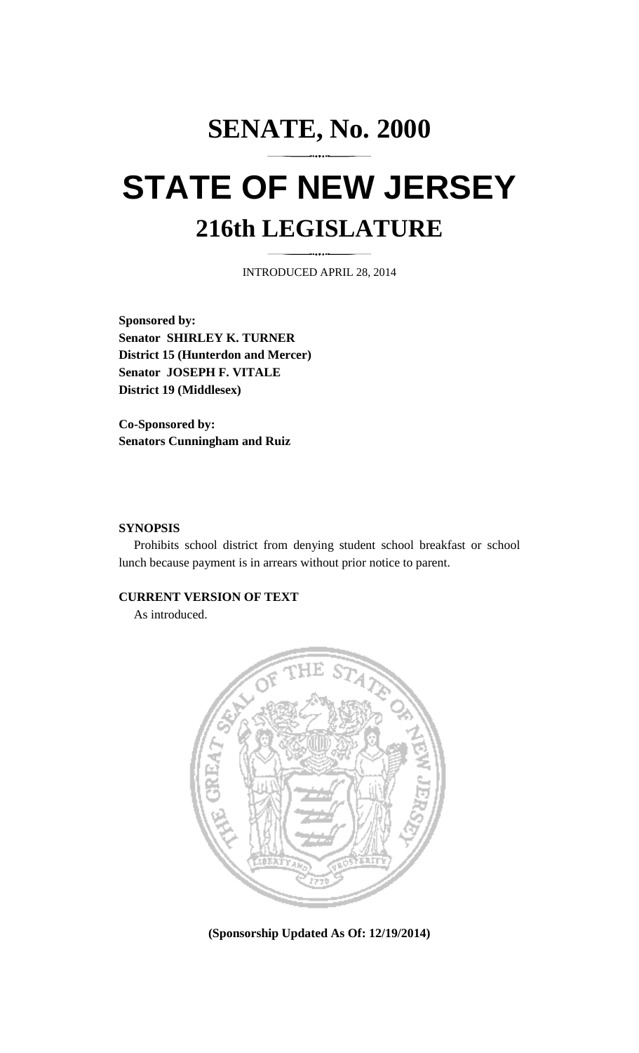# SENATE, No. 2000

# STATE OF NEW JERSEY

## 216th LEGISLATURE

INTRODUCED APRIL 28, 2014

**Sponsored by:**
**Senator SHIRLEY K. TURNER**
**District 15 (Hunterdon and Mercer)**
**Senator JOSEPH F. VITALE**
**District 19 (Middlesex)**

**Co-Sponsored by:**
**Senators Cunningham and Ruiz**

**SYNOPSIS**

Prohibits school district from denying student school breakfast or school lunch because payment is in arrears without prior notice to parent.

**CURRENT VERSION OF TEXT**

As introduced.

**(Sponsorship Updated As Of: 12/19/2014)**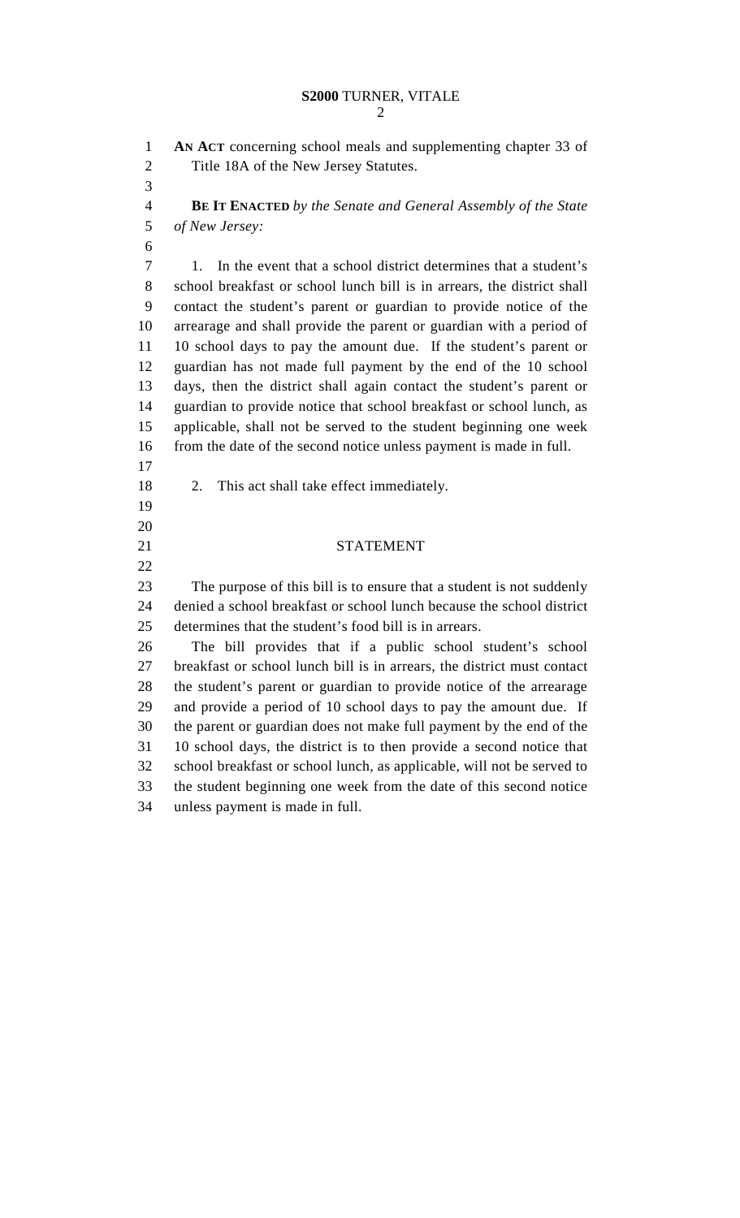**AN ACT** concerning school meals and supplementing chapter 33 of Title 18A of the New Jersey Statutes.

**BE IT ENACTED** *by the Senate and General Assembly of the State of New Jersey:*

1. In the event that a school district determines that a student's school breakfast or school lunch bill is in arrears, the district shall contact the student's parent or guardian to provide notice of the arrearage and shall provide the parent or guardian with a period of 10 school days to pay the amount due. If the student's parent or guardian has not made full payment by the end of the 10 school days, then the district shall again contact the student's parent or guardian to provide notice that school breakfast or school lunch, as applicable, shall not be served to the student beginning one week from the date of the second notice unless payment is made in full.

2. This act shall take effect immediately.

## STATEMENT

The purpose of this bill is to ensure that a student is not suddenly denied a school breakfast or school lunch because the school district determines that the student's food bill is in arrears.

The bill provides that if a public school student's school breakfast or school lunch bill is in arrears, the district must contact the student's parent or guardian to provide notice of the arrearage and provide a period of 10 school days to pay the amount due. If the parent or guardian does not make full payment by the end of the 10 school days, the district is to then provide a second notice that school breakfast or school lunch, as applicable, will not be served to the student beginning one week from the date of this second notice unless payment is made in full.